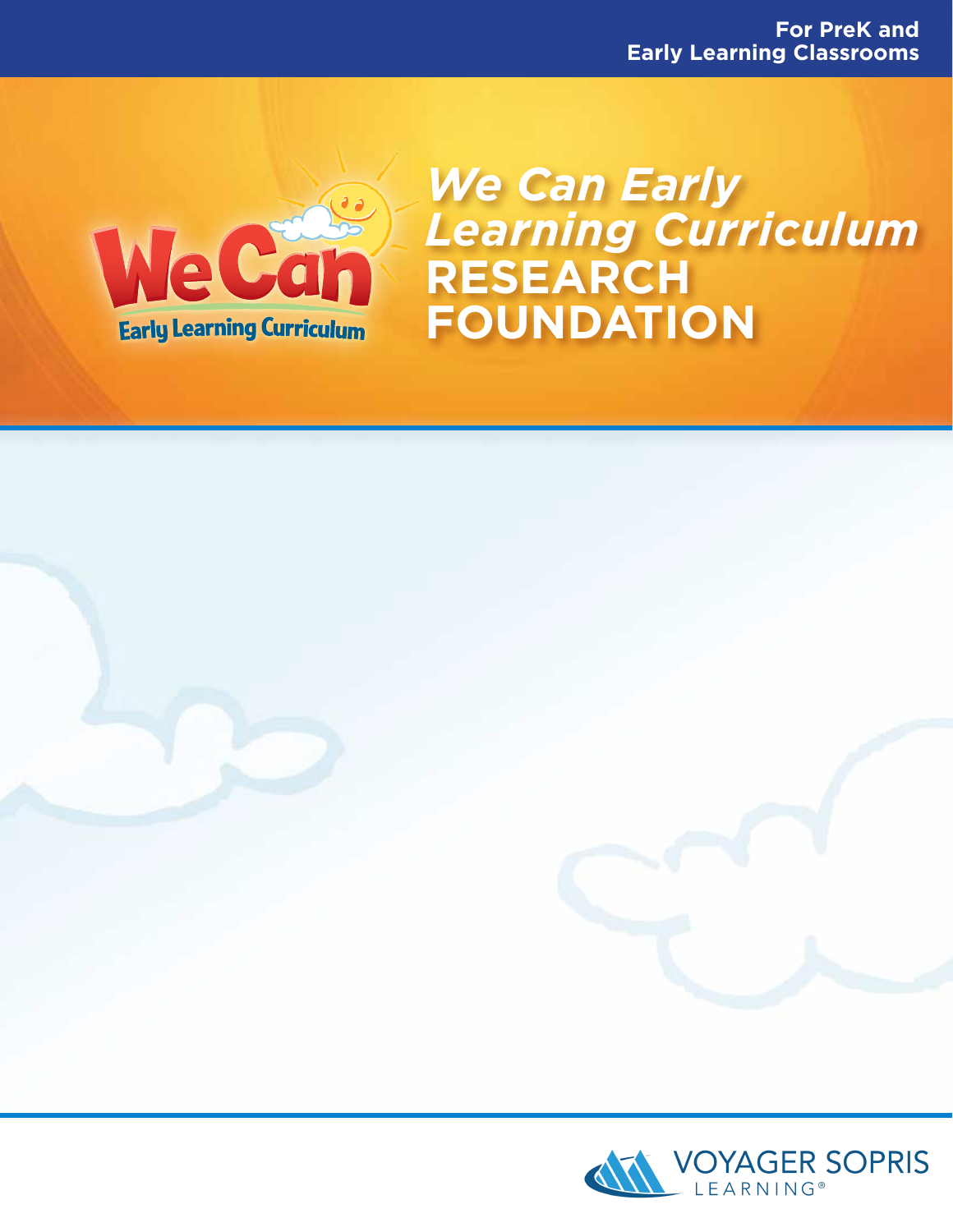For PreK and Early Learning Classrooms

# *We Can Early Learning Curriculum* RESEARCH FOUNDATION

We Can
Early Learning Curriculum

VOYAGER SOPRIS LEARNING®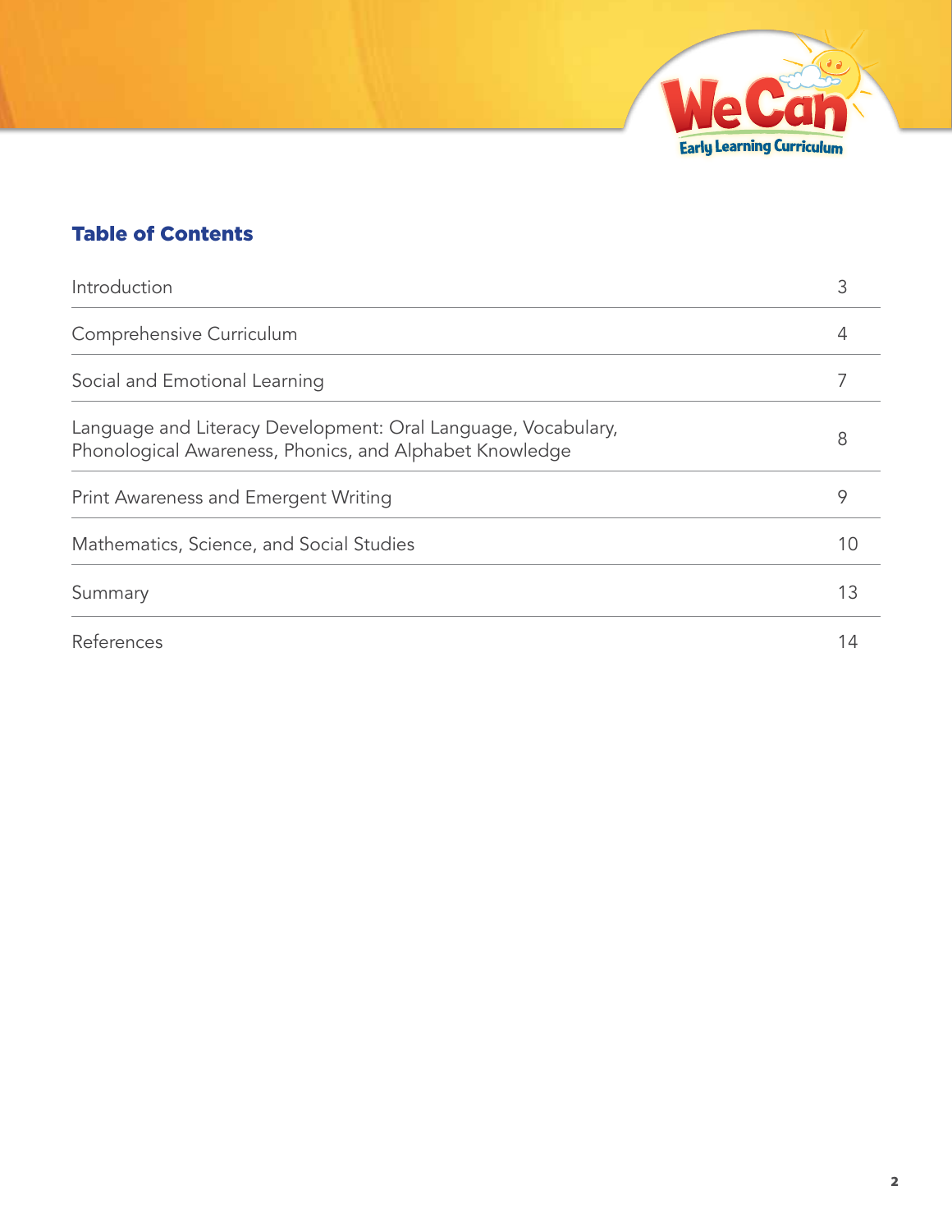## Table of Contents

| | |
|---|---|
| Introduction | 3 |
| Comprehensive Curriculum | 4 |
| Social and Emotional Learning | 7 |
| Language and Literacy Development: Oral Language, Vocabulary, Phonological Awareness, Phonics, and Alphabet Knowledge | 8 |
| Print Awareness and Emergent Writing | 9 |
| Mathematics, Science, and Social Studies | 10 |
| Summary | 13 |
| References | 14 |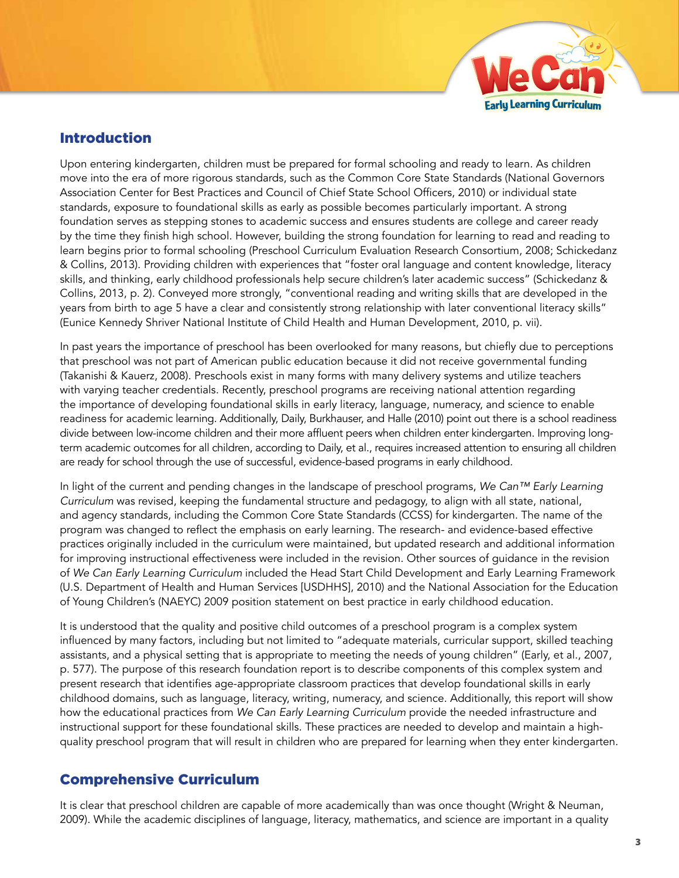## Introduction

Upon entering kindergarten, children must be prepared for formal schooling and ready to learn. As children move into the era of more rigorous standards, such as the Common Core State Standards (National Governors Association Center for Best Practices and Council of Chief State School Officers, 2010) or individual state standards, exposure to foundational skills as early as possible becomes particularly important. A strong foundation serves as stepping stones to academic success and ensures students are college and career ready by the time they finish high school. However, building the strong foundation for learning to read and reading to learn begins prior to formal schooling (Preschool Curriculum Evaluation Research Consortium, 2008; Schickedanz & Collins, 2013). Providing children with experiences that "foster oral language and content knowledge, literacy skills, and thinking, early childhood professionals help secure children's later academic success" (Schickedanz & Collins, 2013, p. 2). Conveyed more strongly, "conventional reading and writing skills that are developed in the years from birth to age 5 have a clear and consistently strong relationship with later conventional literacy skills" (Eunice Kennedy Shriver National Institute of Child Health and Human Development, 2010, p. vii).

In past years the importance of preschool has been overlooked for many reasons, but chiefly due to perceptions that preschool was not part of American public education because it did not receive governmental funding (Takanishi & Kauerz, 2008). Preschools exist in many forms with many delivery systems and utilize teachers with varying teacher credentials. Recently, preschool programs are receiving national attention regarding the importance of developing foundational skills in early literacy, language, numeracy, and science to enable readiness for academic learning. Additionally, Daily, Burkhauser, and Halle (2010) point out there is a school readiness divide between low-income children and their more affluent peers when children enter kindergarten. Improving long-term academic outcomes for all children, according to Daily, et al., requires increased attention to ensuring all children are ready for school through the use of successful, evidence-based programs in early childhood.

In light of the current and pending changes in the landscape of preschool programs, *We Can™ Early Learning Curriculum* was revised, keeping the fundamental structure and pedagogy, to align with all state, national, and agency standards, including the Common Core State Standards (CCSS) for kindergarten. The name of the program was changed to reflect the emphasis on early learning. The research- and evidence-based effective practices originally included in the curriculum were maintained, but updated research and additional information for improving instructional effectiveness were included in the revision. Other sources of guidance in the revision of *We Can Early Learning Curriculum* included the Head Start Child Development and Early Learning Framework (U.S. Department of Health and Human Services [USDHHS], 2010) and the National Association for the Education of Young Children's (NAEYC) 2009 position statement on best practice in early childhood education.

It is understood that the quality and positive child outcomes of a preschool program is a complex system influenced by many factors, including but not limited to "adequate materials, curricular support, skilled teaching assistants, and a physical setting that is appropriate to meeting the needs of young children" (Early, et al., 2007, p. 577). The purpose of this research foundation report is to describe components of this complex system and present research that identifies age-appropriate classroom practices that develop foundational skills in early childhood domains, such as language, literacy, writing, numeracy, and science. Additionally, this report will show how the educational practices from *We Can Early Learning Curriculum* provide the needed infrastructure and instructional support for these foundational skills. These practices are needed to develop and maintain a high-quality preschool program that will result in children who are prepared for learning when they enter kindergarten.

## Comprehensive Curriculum

It is clear that preschool children are capable of more academically than was once thought (Wright & Neuman, 2009). While the academic disciplines of language, literacy, mathematics, and science are important in a quality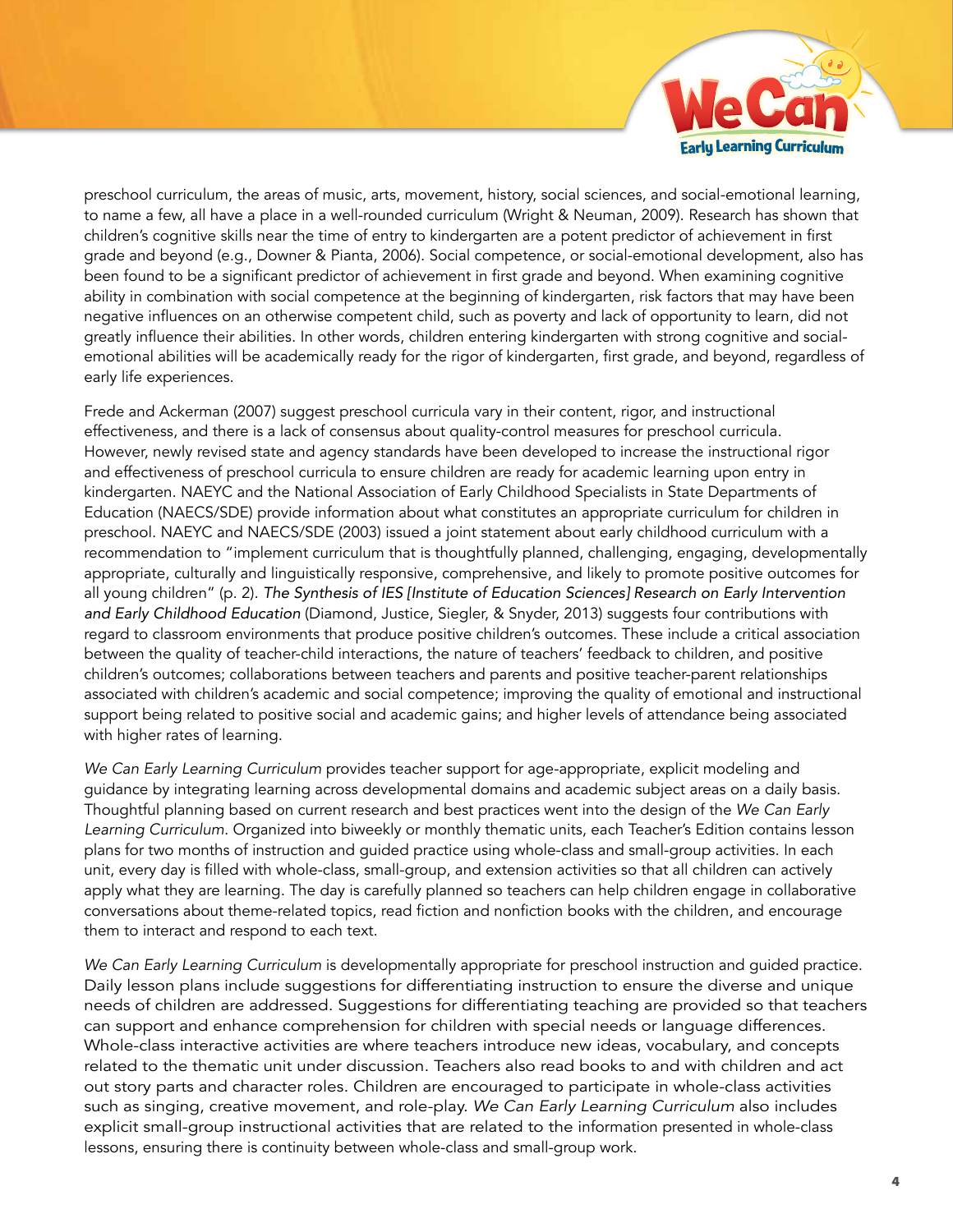preschool curriculum, the areas of music, arts, movement, history, social sciences, and social-emotional learning, to name a few, all have a place in a well-rounded curriculum (Wright & Neuman, 2009). Research has shown that children's cognitive skills near the time of entry to kindergarten are a potent predictor of achievement in first grade and beyond (e.g., Downer & Pianta, 2006). Social competence, or social-emotional development, also has been found to be a significant predictor of achievement in first grade and beyond. When examining cognitive ability in combination with social competence at the beginning of kindergarten, risk factors that may have been negative influences on an otherwise competent child, such as poverty and lack of opportunity to learn, did not greatly influence their abilities. In other words, children entering kindergarten with strong cognitive and social-emotional abilities will be academically ready for the rigor of kindergarten, first grade, and beyond, regardless of early life experiences.

Frede and Ackerman (2007) suggest preschool curricula vary in their content, rigor, and instructional effectiveness, and there is a lack of consensus about quality-control measures for preschool curricula. However, newly revised state and agency standards have been developed to increase the instructional rigor and effectiveness of preschool curricula to ensure children are ready for academic learning upon entry in kindergarten. NAEYC and the National Association of Early Childhood Specialists in State Departments of Education (NAECS/SDE) provide information about what constitutes an appropriate curriculum for children in preschool. NAEYC and NAECS/SDE (2003) issued a joint statement about early childhood curriculum with a recommendation to "implement curriculum that is thoughtfully planned, challenging, engaging, developmentally appropriate, culturally and linguistically responsive, comprehensive, and likely to promote positive outcomes for all young children" (p. 2). *The Synthesis of IES [Institute of Education Sciences] Research on Early Intervention and Early Childhood Education* (Diamond, Justice, Siegler, & Snyder, 2013) suggests four contributions with regard to classroom environments that produce positive children's outcomes. These include a critical association between the quality of teacher-child interactions, the nature of teachers' feedback to children, and positive children's outcomes; collaborations between teachers and parents and positive teacher-parent relationships associated with children's academic and social competence; improving the quality of emotional and instructional support being related to positive social and academic gains; and higher levels of attendance being associated with higher rates of learning.

*We Can Early Learning Curriculum* provides teacher support for age-appropriate, explicit modeling and guidance by integrating learning across developmental domains and academic subject areas on a daily basis. Thoughtful planning based on current research and best practices went into the design of the *We Can Early Learning Curriculum*. Organized into biweekly or monthly thematic units, each Teacher's Edition contains lesson plans for two months of instruction and guided practice using whole-class and small-group activities. In each unit, every day is filled with whole-class, small-group, and extension activities so that all children can actively apply what they are learning. The day is carefully planned so teachers can help children engage in collaborative conversations about theme-related topics, read fiction and nonfiction books with the children, and encourage them to interact and respond to each text.

*We Can Early Learning Curriculum* is developmentally appropriate for preschool instruction and guided practice. Daily lesson plans include suggestions for differentiating instruction to ensure the diverse and unique needs of children are addressed. Suggestions for differentiating teaching are provided so that teachers can support and enhance comprehension for children with special needs or language differences. Whole-class interactive activities are where teachers introduce new ideas, vocabulary, and concepts related to the thematic unit under discussion. Teachers also read books to and with children and act out story parts and character roles. Children are encouraged to participate in whole-class activities such as singing, creative movement, and role-play. *We Can Early Learning Curriculum* also includes explicit small-group instructional activities that are related to the information presented in whole-class lessons, ensuring there is continuity between whole-class and small-group work.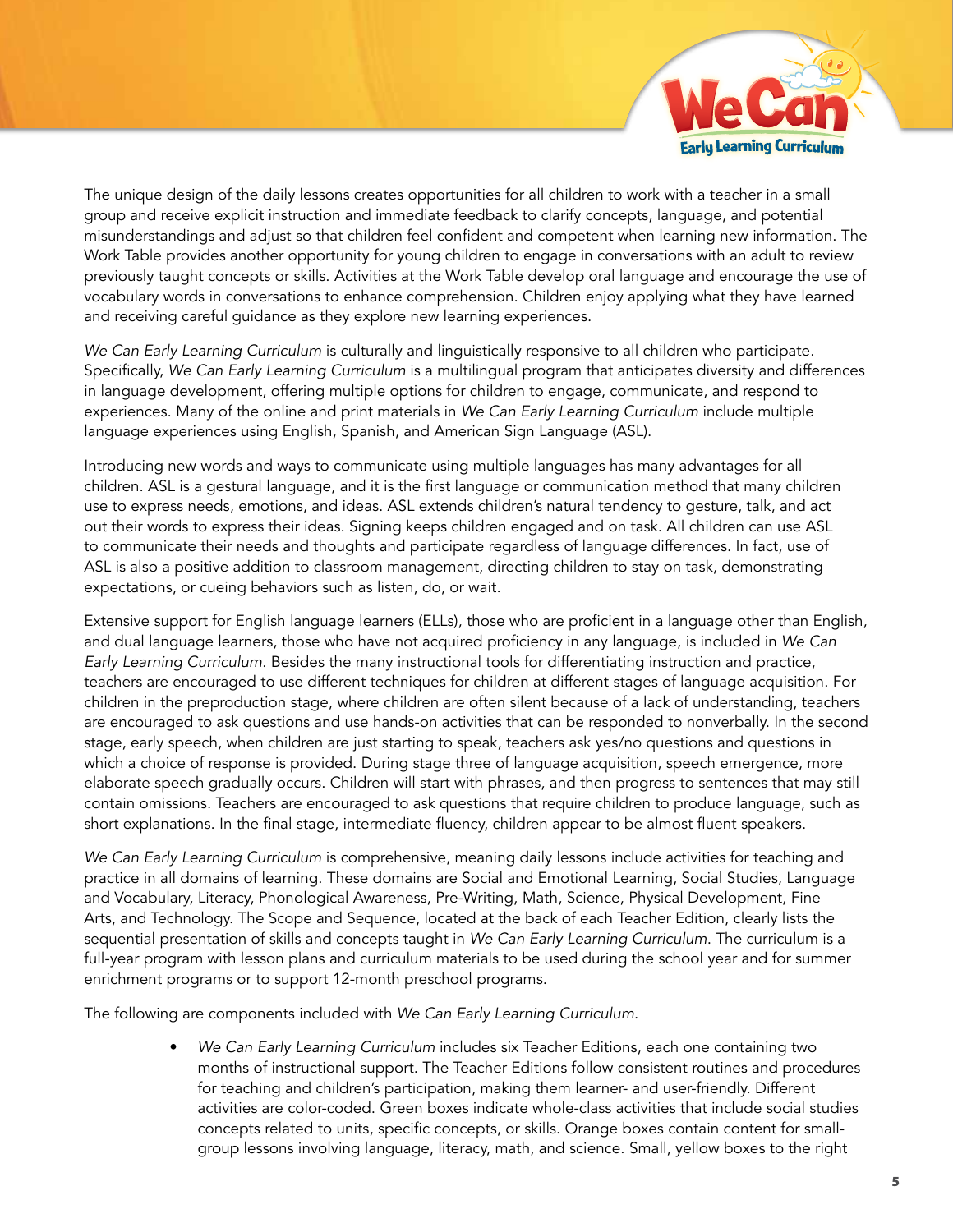The unique design of the daily lessons creates opportunities for all children to work with a teacher in a small group and receive explicit instruction and immediate feedback to clarify concepts, language, and potential misunderstandings and adjust so that children feel confident and competent when learning new information. The Work Table provides another opportunity for young children to engage in conversations with an adult to review previously taught concepts or skills. Activities at the Work Table develop oral language and encourage the use of vocabulary words in conversations to enhance comprehension. Children enjoy applying what they have learned and receiving careful guidance as they explore new learning experiences.

*We Can Early Learning Curriculum* is culturally and linguistically responsive to all children who participate. Specifically, *We Can Early Learning Curriculum* is a multilingual program that anticipates diversity and differences in language development, offering multiple options for children to engage, communicate, and respond to experiences. Many of the online and print materials in *We Can Early Learning Curriculum* include multiple language experiences using English, Spanish, and American Sign Language (ASL).

Introducing new words and ways to communicate using multiple languages has many advantages for all children. ASL is a gestural language, and it is the first language or communication method that many children use to express needs, emotions, and ideas. ASL extends children's natural tendency to gesture, talk, and act out their words to express their ideas. Signing keeps children engaged and on task. All children can use ASL to communicate their needs and thoughts and participate regardless of language differences. In fact, use of ASL is also a positive addition to classroom management, directing children to stay on task, demonstrating expectations, or cueing behaviors such as listen, do, or wait.

Extensive support for English language learners (ELLs), those who are proficient in a language other than English, and dual language learners, those who have not acquired proficiency in any language, is included in *We Can Early Learning Curriculum*. Besides the many instructional tools for differentiating instruction and practice, teachers are encouraged to use different techniques for children at different stages of language acquisition. For children in the preproduction stage, where children are often silent because of a lack of understanding, teachers are encouraged to ask questions and use hands-on activities that can be responded to nonverbally. In the second stage, early speech, when children are just starting to speak, teachers ask yes/no questions and questions in which a choice of response is provided. During stage three of language acquisition, speech emergence, more elaborate speech gradually occurs. Children will start with phrases, and then progress to sentences that may still contain omissions. Teachers are encouraged to ask questions that require children to produce language, such as short explanations. In the final stage, intermediate fluency, children appear to be almost fluent speakers.

*We Can Early Learning Curriculum* is comprehensive, meaning daily lessons include activities for teaching and practice in all domains of learning. These domains are Social and Emotional Learning, Social Studies, Language and Vocabulary, Literacy, Phonological Awareness, Pre-Writing, Math, Science, Physical Development, Fine Arts, and Technology. The Scope and Sequence, located at the back of each Teacher Edition, clearly lists the sequential presentation of skills and concepts taught in *We Can Early Learning Curriculum*. The curriculum is a full-year program with lesson plans and curriculum materials to be used during the school year and for summer enrichment programs or to support 12-month preschool programs.

The following are components included with *We Can Early Learning Curriculum*.

- *We Can Early Learning Curriculum* includes six Teacher Editions, each one containing two months of instructional support. The Teacher Editions follow consistent routines and procedures for teaching and children's participation, making them learner- and user-friendly. Different activities are color-coded. Green boxes indicate whole-class activities that include social studies concepts related to units, specific concepts, or skills. Orange boxes contain content for small-group lessons involving language, literacy, math, and science. Small, yellow boxes to the right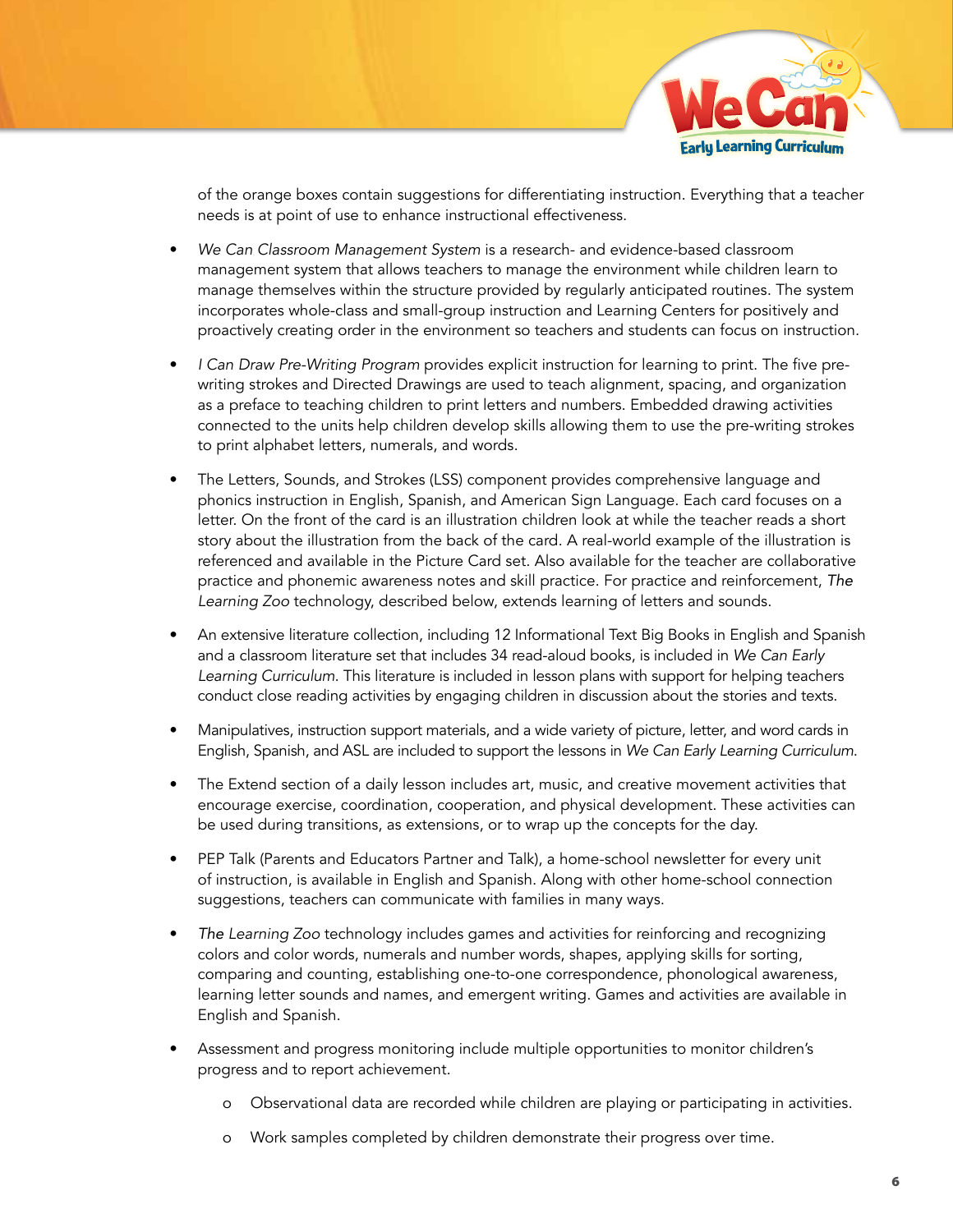of the orange boxes contain suggestions for differentiating instruction. Everything that a teacher needs is at point of use to enhance instructional effectiveness.

- *We Can Classroom Management System* is a research- and evidence-based classroom management system that allows teachers to manage the environment while children learn to manage themselves within the structure provided by regularly anticipated routines. The system incorporates whole-class and small-group instruction and Learning Centers for positively and proactively creating order in the environment so teachers and students can focus on instruction.

- *I Can Draw Pre-Writing Program* provides explicit instruction for learning to print. The five pre-writing strokes and Directed Drawings are used to teach alignment, spacing, and organization as a preface to teaching children to print letters and numbers. Embedded drawing activities connected to the units help children develop skills allowing them to use the pre-writing strokes to print alphabet letters, numerals, and words.

- The Letters, Sounds, and Strokes (LSS) component provides comprehensive language and phonics instruction in English, Spanish, and American Sign Language. Each card focuses on a letter. On the front of the card is an illustration children look at while the teacher reads a short story about the illustration from the back of the card. A real-world example of the illustration is referenced and available in the Picture Card set. Also available for the teacher are collaborative practice and phonemic awareness notes and skill practice. For practice and reinforcement, *The Learning Zoo* technology, described below, extends learning of letters and sounds.

- An extensive literature collection, including 12 Informational Text Big Books in English and Spanish and a classroom literature set that includes 34 read-aloud books, is included in *We Can Early Learning Curriculum*. This literature is included in lesson plans with support for helping teachers conduct close reading activities by engaging children in discussion about the stories and texts.

- Manipulatives, instruction support materials, and a wide variety of picture, letter, and word cards in English, Spanish, and ASL are included to support the lessons in *We Can Early Learning Curriculum*.

- The Extend section of a daily lesson includes art, music, and creative movement activities that encourage exercise, coordination, cooperation, and physical development. These activities can be used during transitions, as extensions, or to wrap up the concepts for the day.

- PEP Talk (Parents and Educators Partner and Talk), a home-school newsletter for every unit of instruction, is available in English and Spanish. Along with other home-school connection suggestions, teachers can communicate with families in many ways.

- *The Learning Zoo* technology includes games and activities for reinforcing and recognizing colors and color words, numerals and number words, shapes, applying skills for sorting, comparing and counting, establishing one-to-one correspondence, phonological awareness, learning letter sounds and names, and emergent writing. Games and activities are available in English and Spanish.

- Assessment and progress monitoring include multiple opportunities to monitor children's progress and to report achievement.
    - Observational data are recorded while children are playing or participating in activities.
    - Work samples completed by children demonstrate their progress over time.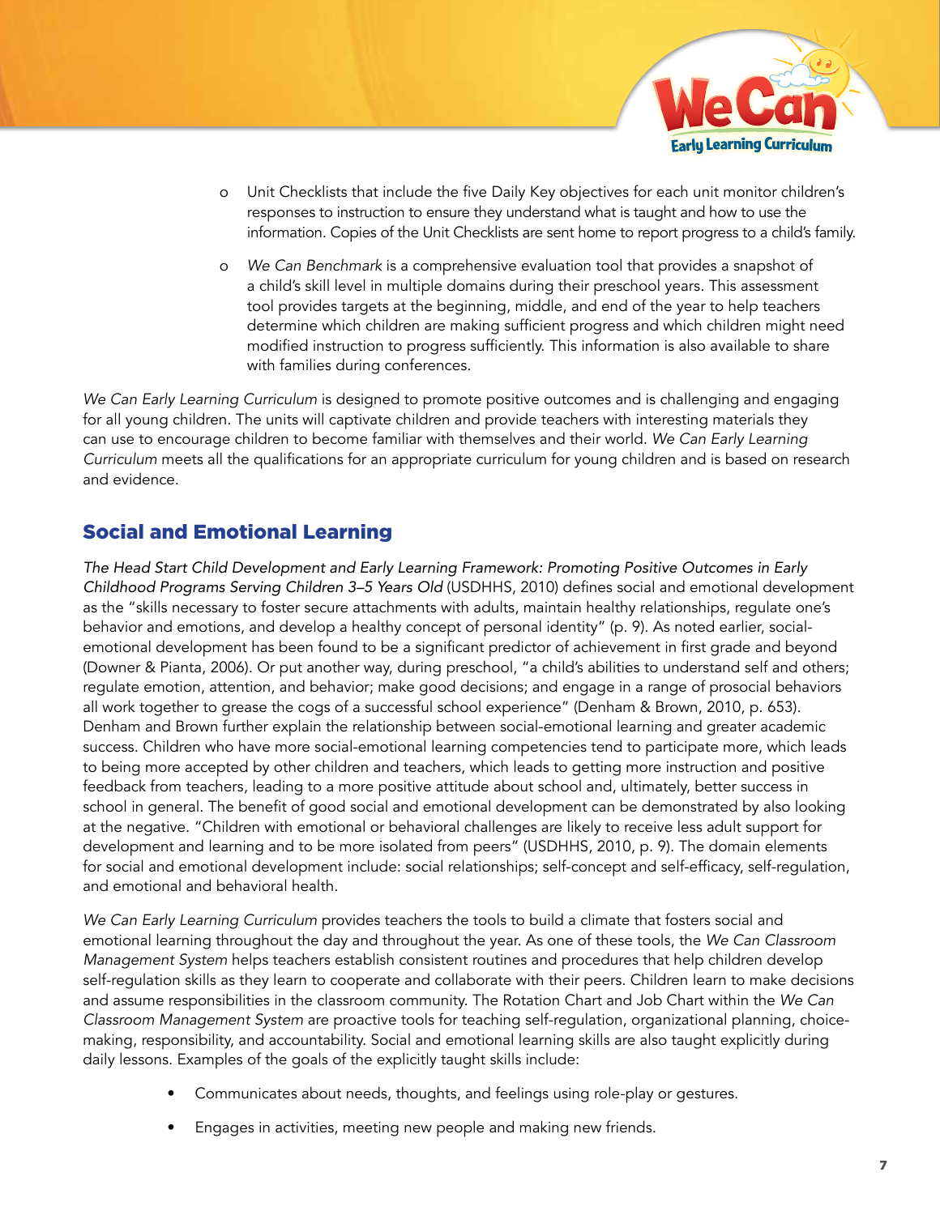- Unit Checklists that include the five Daily Key objectives for each unit monitor children's responses to instruction to ensure they understand what is taught and how to use the information. Copies of the Unit Checklists are sent home to report progress to a child's family.

- *We Can Benchmark* is a comprehensive evaluation tool that provides a snapshot of a child's skill level in multiple domains during their preschool years. This assessment tool provides targets at the beginning, middle, and end of the year to help teachers determine which children are making sufficient progress and which children might need modified instruction to progress sufficiently. This information is also available to share with families during conferences.

*We Can Early Learning Curriculum* is designed to promote positive outcomes and is challenging and engaging for all young children. The units will captivate children and provide teachers with interesting materials they can use to encourage children to become familiar with themselves and their world. *We Can Early Learning Curriculum* meets all the qualifications for an appropriate curriculum for young children and is based on research and evidence.

## Social and Emotional Learning

*The Head Start Child Development and Early Learning Framework: Promoting Positive Outcomes in Early Childhood Programs Serving Children 3–5 Years Old* (USDHHS, 2010) defines social and emotional development as the "skills necessary to foster secure attachments with adults, maintain healthy relationships, regulate one's behavior and emotions, and develop a healthy concept of personal identity" (p. 9). As noted earlier, social-emotional development has been found to be a significant predictor of achievement in first grade and beyond (Downer & Pianta, 2006). Or put another way, during preschool, "a child's abilities to understand self and others; regulate emotion, attention, and behavior; make good decisions; and engage in a range of prosocial behaviors all work together to grease the cogs of a successful school experience" (Denham & Brown, 2010, p. 653). Denham and Brown further explain the relationship between social-emotional learning and greater academic success. Children who have more social-emotional learning competencies tend to participate more, which leads to being more accepted by other children and teachers, which leads to getting more instruction and positive feedback from teachers, leading to a more positive attitude about school and, ultimately, better success in school in general. The benefit of good social and emotional development can be demonstrated by also looking at the negative. "Children with emotional or behavioral challenges are likely to receive less adult support for development and learning and to be more isolated from peers" (USDHHS, 2010, p. 9). The domain elements for social and emotional development include: social relationships; self-concept and self-efficacy, self-regulation, and emotional and behavioral health.

*We Can Early Learning Curriculum* provides teachers the tools to build a climate that fosters social and emotional learning throughout the day and throughout the year. As one of these tools, the *We Can Classroom Management System* helps teachers establish consistent routines and procedures that help children develop self-regulation skills as they learn to cooperate and collaborate with their peers. Children learn to make decisions and assume responsibilities in the classroom community. The Rotation Chart and Job Chart within the *We Can Classroom Management System* are proactive tools for teaching self-regulation, organizational planning, choice-making, responsibility, and accountability. Social and emotional learning skills are also taught explicitly during daily lessons. Examples of the goals of the explicitly taught skills include:

- Communicates about needs, thoughts, and feelings using role-play or gestures.
- Engages in activities, meeting new people and making new friends.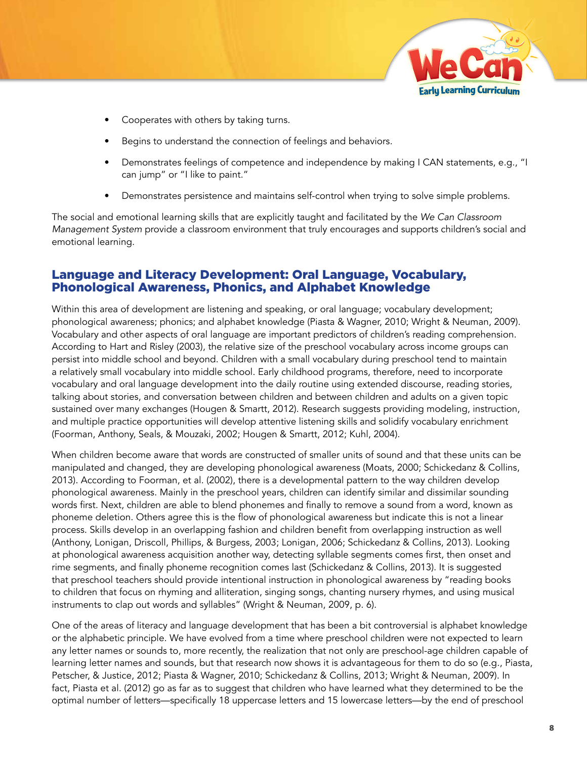- Cooperates with others by taking turns.
- Begins to understand the connection of feelings and behaviors.
- Demonstrates feelings of competence and independence by making I CAN statements, e.g., "I can jump" or "I like to paint."
- Demonstrates persistence and maintains self-control when trying to solve simple problems.

The social and emotional learning skills that are explicitly taught and facilitated by the *We Can Classroom Management System* provide a classroom environment that truly encourages and supports children's social and emotional learning.

## Language and Literacy Development: Oral Language, Vocabulary, Phonological Awareness, Phonics, and Alphabet Knowledge

Within this area of development are listening and speaking, or oral language; vocabulary development; phonological awareness; phonics; and alphabet knowledge (Piasta & Wagner, 2010; Wright & Neuman, 2009). Vocabulary and other aspects of oral language are important predictors of children's reading comprehension. According to Hart and Risley (2003), the relative size of the preschool vocabulary across income groups can persist into middle school and beyond. Children with a small vocabulary during preschool tend to maintain a relatively small vocabulary into middle school. Early childhood programs, therefore, need to incorporate vocabulary and oral language development into the daily routine using extended discourse, reading stories, talking about stories, and conversation between children and between children and adults on a given topic sustained over many exchanges (Hougen & Smartt, 2012). Research suggests providing modeling, instruction, and multiple practice opportunities will develop attentive listening skills and solidify vocabulary enrichment (Foorman, Anthony, Seals, & Mouzaki, 2002; Hougen & Smartt, 2012; Kuhl, 2004).

When children become aware that words are constructed of smaller units of sound and that these units can be manipulated and changed, they are developing phonological awareness (Moats, 2000; Schickedanz & Collins, 2013). According to Foorman, et al. (2002), there is a developmental pattern to the way children develop phonological awareness. Mainly in the preschool years, children can identify similar and dissimilar sounding words first. Next, children are able to blend phonemes and finally to remove a sound from a word, known as phoneme deletion. Others agree this is the flow of phonological awareness but indicate this is not a linear process. Skills develop in an overlapping fashion and children benefit from overlapping instruction as well (Anthony, Lonigan, Driscoll, Phillips, & Burgess, 2003; Lonigan, 2006; Schickedanz & Collins, 2013). Looking at phonological awareness acquisition another way, detecting syllable segments comes first, then onset and rime segments, and finally phoneme recognition comes last (Schickedanz & Collins, 2013). It is suggested that preschool teachers should provide intentional instruction in phonological awareness by "reading books to children that focus on rhyming and alliteration, singing songs, chanting nursery rhymes, and using musical instruments to clap out words and syllables" (Wright & Neuman, 2009, p. 6).

One of the areas of literacy and language development that has been a bit controversial is alphabet knowledge or the alphabetic principle. We have evolved from a time where preschool children were not expected to learn any letter names or sounds to, more recently, the realization that not only are preschool-age children capable of learning letter names and sounds, but that research now shows it is advantageous for them to do so (e.g., Piasta, Petscher, & Justice, 2012; Piasta & Wagner, 2010; Schickedanz & Collins, 2013; Wright & Neuman, 2009). In fact, Piasta et al. (2012) go as far as to suggest that children who have learned what they determined to be the optimal number of letters—specifically 18 uppercase letters and 15 lowercase letters—by the end of preschool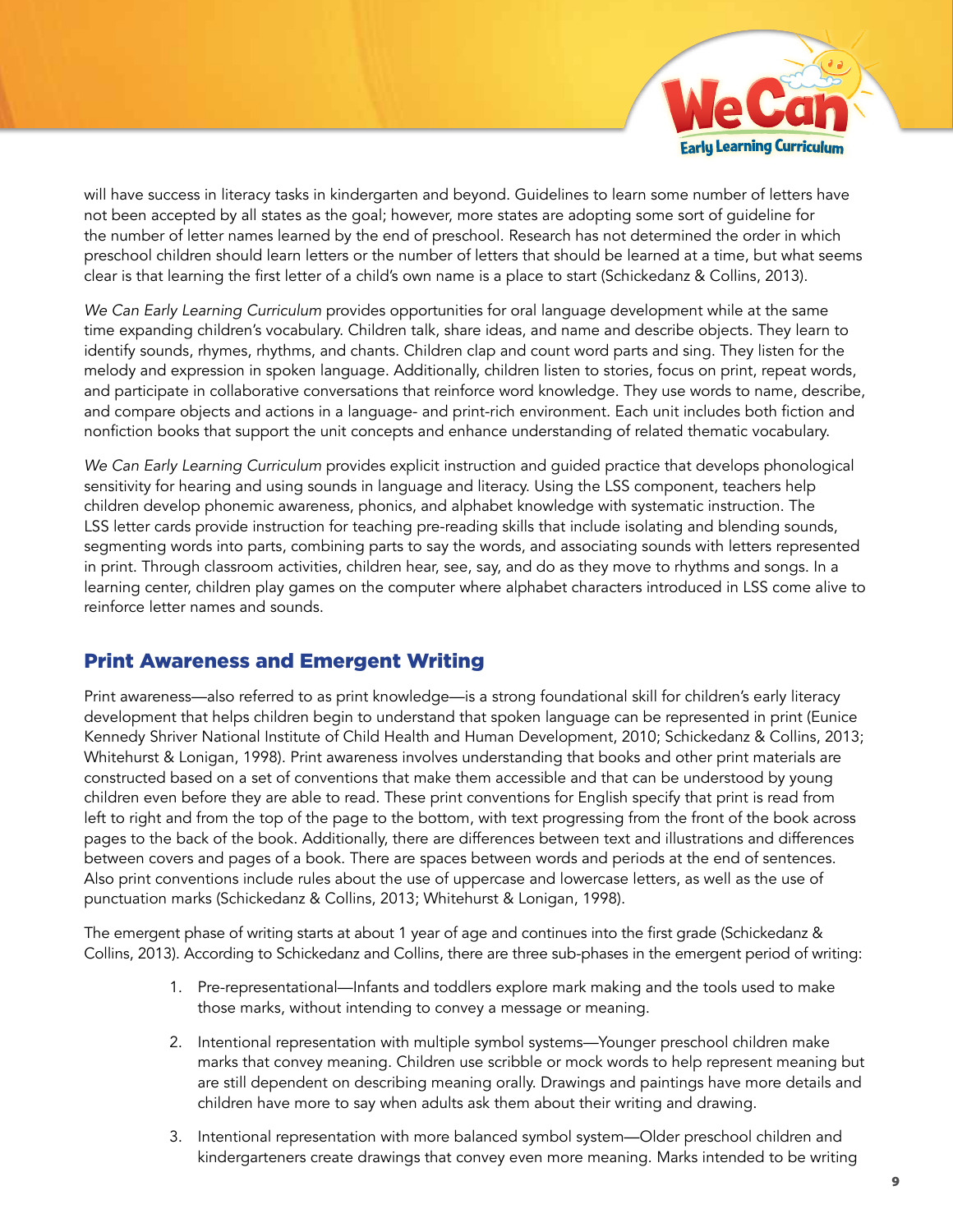will have success in literacy tasks in kindergarten and beyond. Guidelines to learn some number of letters have not been accepted by all states as the goal; however, more states are adopting some sort of guideline for the number of letter names learned by the end of preschool. Research has not determined the order in which preschool children should learn letters or the number of letters that should be learned at a time, but what seems clear is that learning the first letter of a child's own name is a place to start (Schickedanz & Collins, 2013).

*We Can Early Learning Curriculum* provides opportunities for oral language development while at the same time expanding children's vocabulary. Children talk, share ideas, and name and describe objects. They learn to identify sounds, rhymes, rhythms, and chants. Children clap and count word parts and sing. They listen for the melody and expression in spoken language. Additionally, children listen to stories, focus on print, repeat words, and participate in collaborative conversations that reinforce word knowledge. They use words to name, describe, and compare objects and actions in a language- and print-rich environment. Each unit includes both fiction and nonfiction books that support the unit concepts and enhance understanding of related thematic vocabulary.

*We Can Early Learning Curriculum* provides explicit instruction and guided practice that develops phonological sensitivity for hearing and using sounds in language and literacy. Using the LSS component, teachers help children develop phonemic awareness, phonics, and alphabet knowledge with systematic instruction. The LSS letter cards provide instruction for teaching pre-reading skills that include isolating and blending sounds, segmenting words into parts, combining parts to say the words, and associating sounds with letters represented in print. Through classroom activities, children hear, see, say, and do as they move to rhythms and songs. In a learning center, children play games on the computer where alphabet characters introduced in LSS come alive to reinforce letter names and sounds.

## Print Awareness and Emergent Writing

Print awareness—also referred to as print knowledge—is a strong foundational skill for children's early literacy development that helps children begin to understand that spoken language can be represented in print (Eunice Kennedy Shriver National Institute of Child Health and Human Development, 2010; Schickedanz & Collins, 2013; Whitehurst & Lonigan, 1998). Print awareness involves understanding that books and other print materials are constructed based on a set of conventions that make them accessible and that can be understood by young children even before they are able to read. These print conventions for English specify that print is read from left to right and from the top of the page to the bottom, with text progressing from the front of the book across pages to the back of the book. Additionally, there are differences between text and illustrations and differences between covers and pages of a book. There are spaces between words and periods at the end of sentences. Also print conventions include rules about the use of uppercase and lowercase letters, as well as the use of punctuation marks (Schickedanz & Collins, 2013; Whitehurst & Lonigan, 1998).

The emergent phase of writing starts at about 1 year of age and continues into the first grade (Schickedanz & Collins, 2013). According to Schickedanz and Collins, there are three sub-phases in the emergent period of writing:

1. Pre-representational—Infants and toddlers explore mark making and the tools used to make those marks, without intending to convey a message or meaning.
2. Intentional representation with multiple symbol systems—Younger preschool children make marks that convey meaning. Children use scribble or mock words to help represent meaning but are still dependent on describing meaning orally. Drawings and paintings have more details and children have more to say when adults ask them about their writing and drawing.
3. Intentional representation with more balanced symbol system—Older preschool children and kindergarteners create drawings that convey even more meaning. Marks intended to be writing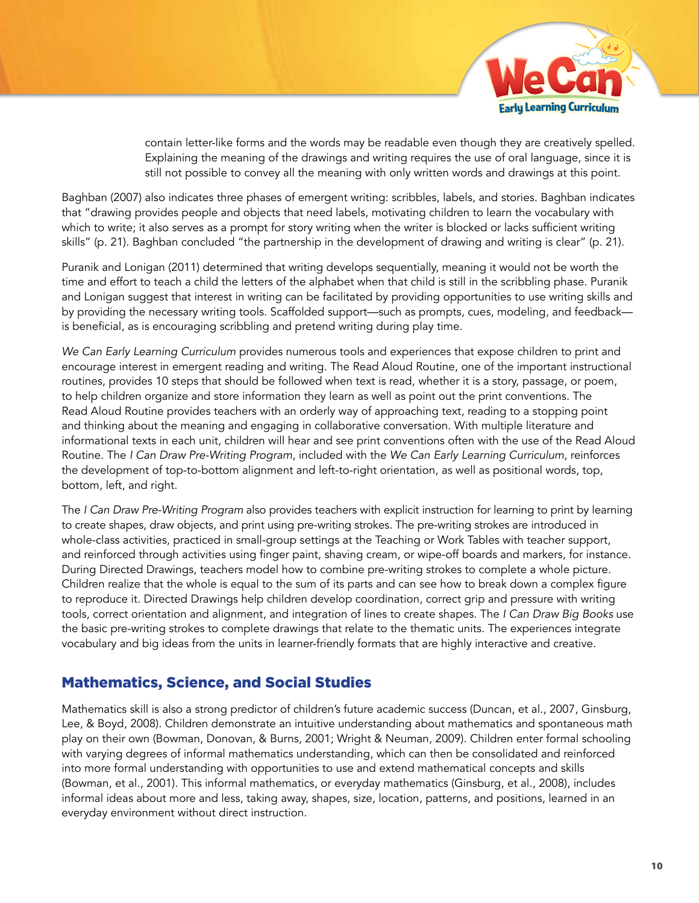contain letter-like forms and the words may be readable even though they are creatively spelled. Explaining the meaning of the drawings and writing requires the use of oral language, since it is still not possible to convey all the meaning with only written words and drawings at this point.

Baghban (2007) also indicates three phases of emergent writing: scribbles, labels, and stories. Baghban indicates that "drawing provides people and objects that need labels, motivating children to learn the vocabulary with which to write; it also serves as a prompt for story writing when the writer is blocked or lacks sufficient writing skills" (p. 21). Baghban concluded "the partnership in the development of drawing and writing is clear" (p. 21).

Puranik and Lonigan (2011) determined that writing develops sequentially, meaning it would not be worth the time and effort to teach a child the letters of the alphabet when that child is still in the scribbling phase. Puranik and Lonigan suggest that interest in writing can be facilitated by providing opportunities to use writing skills and by providing the necessary writing tools. Scaffolded support—such as prompts, cues, modeling, and feedback—is beneficial, as is encouraging scribbling and pretend writing during play time.

*We Can Early Learning Curriculum* provides numerous tools and experiences that expose children to print and encourage interest in emergent reading and writing. The Read Aloud Routine, one of the important instructional routines, provides 10 steps that should be followed when text is read, whether it is a story, passage, or poem, to help children organize and store information they learn as well as point out the print conventions. The Read Aloud Routine provides teachers with an orderly way of approaching text, reading to a stopping point and thinking about the meaning and engaging in collaborative conversation. With multiple literature and informational texts in each unit, children will hear and see print conventions often with the use of the Read Aloud Routine. The *I Can Draw Pre-Writing Program*, included with the *We Can Early Learning Curriculum*, reinforces the development of top-to-bottom alignment and left-to-right orientation, as well as positional words, top, bottom, left, and right.

The *I Can Draw Pre-Writing Program* also provides teachers with explicit instruction for learning to print by learning to create shapes, draw objects, and print using pre-writing strokes. The pre-writing strokes are introduced in whole-class activities, practiced in small-group settings at the Teaching or Work Tables with teacher support, and reinforced through activities using finger paint, shaving cream, or wipe-off boards and markers, for instance. During Directed Drawings, teachers model how to combine pre-writing strokes to complete a whole picture. Children realize that the whole is equal to the sum of its parts and can see how to break down a complex figure to reproduce it. Directed Drawings help children develop coordination, correct grip and pressure with writing tools, correct orientation and alignment, and integration of lines to create shapes. The *I Can Draw Big Books* use the basic pre-writing strokes to complete drawings that relate to the thematic units. The experiences integrate vocabulary and big ideas from the units in learner-friendly formats that are highly interactive and creative.

## Mathematics, Science, and Social Studies

Mathematics skill is also a strong predictor of children's future academic success (Duncan, et al., 2007, Ginsburg, Lee, & Boyd, 2008). Children demonstrate an intuitive understanding about mathematics and spontaneous math play on their own (Bowman, Donovan, & Burns, 2001; Wright & Neuman, 2009). Children enter formal schooling with varying degrees of informal mathematics understanding, which can then be consolidated and reinforced into more formal understanding with opportunities to use and extend mathematical concepts and skills (Bowman, et al., 2001). This informal mathematics, or everyday mathematics (Ginsburg, et al., 2008), includes informal ideas about more and less, taking away, shapes, size, location, patterns, and positions, learned in an everyday environment without direct instruction.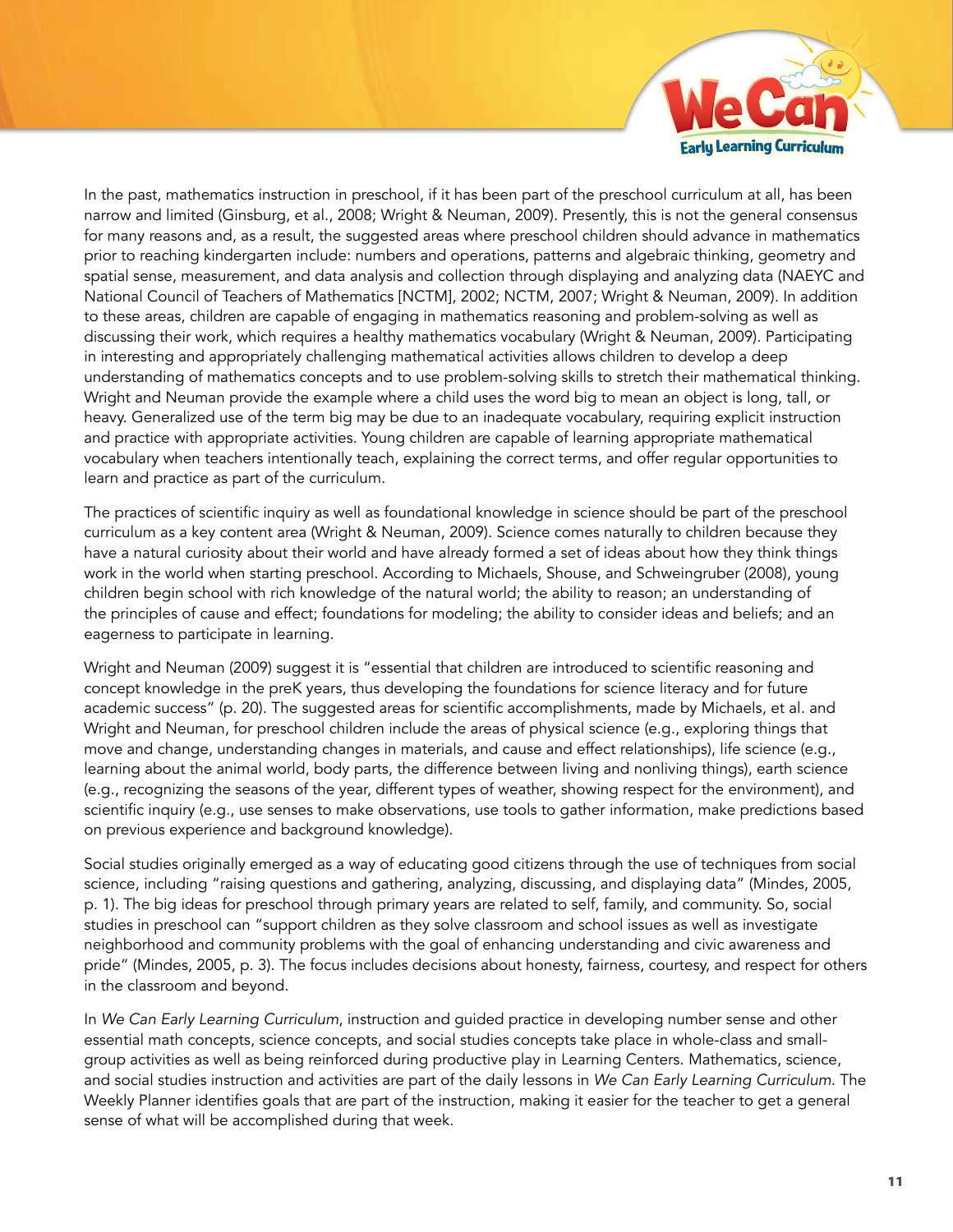In the past, mathematics instruction in preschool, if it has been part of the preschool curriculum at all, has been narrow and limited (Ginsburg, et al., 2008; Wright & Neuman, 2009). Presently, this is not the general consensus for many reasons and, as a result, the suggested areas where preschool children should advance in mathematics prior to reaching kindergarten include: numbers and operations, patterns and algebraic thinking, geometry and spatial sense, measurement, and data analysis and collection through displaying and analyzing data (NAEYC and National Council of Teachers of Mathematics [NCTM], 2002; NCTM, 2007; Wright & Neuman, 2009). In addition to these areas, children are capable of engaging in mathematics reasoning and problem-solving as well as discussing their work, which requires a healthy mathematics vocabulary (Wright & Neuman, 2009). Participating in interesting and appropriately challenging mathematical activities allows children to develop a deep understanding of mathematics concepts and to use problem-solving skills to stretch their mathematical thinking. Wright and Neuman provide the example where a child uses the word big to mean an object is long, tall, or heavy. Generalized use of the term big may be due to an inadequate vocabulary, requiring explicit instruction and practice with appropriate activities. Young children are capable of learning appropriate mathematical vocabulary when teachers intentionally teach, explaining the correct terms, and offer regular opportunities to learn and practice as part of the curriculum.

The practices of scientific inquiry as well as foundational knowledge in science should be part of the preschool curriculum as a key content area (Wright & Neuman, 2009). Science comes naturally to children because they have a natural curiosity about their world and have already formed a set of ideas about how they think things work in the world when starting preschool. According to Michaels, Shouse, and Schweingruber (2008), young children begin school with rich knowledge of the natural world; the ability to reason; an understanding of the principles of cause and effect; foundations for modeling; the ability to consider ideas and beliefs; and an eagerness to participate in learning.

Wright and Neuman (2009) suggest it is "essential that children are introduced to scientific reasoning and concept knowledge in the preK years, thus developing the foundations for science literacy and for future academic success" (p. 20). The suggested areas for scientific accomplishments, made by Michaels, et al. and Wright and Neuman, for preschool children include the areas of physical science (e.g., exploring things that move and change, understanding changes in materials, and cause and effect relationships), life science (e.g., learning about the animal world, body parts, the difference between living and nonliving things), earth science (e.g., recognizing the seasons of the year, different types of weather, showing respect for the environment), and scientific inquiry (e.g., use senses to make observations, use tools to gather information, make predictions based on previous experience and background knowledge).

Social studies originally emerged as a way of educating good citizens through the use of techniques from social science, including "raising questions and gathering, analyzing, discussing, and displaying data" (Mindes, 2005, p. 1). The big ideas for preschool through primary years are related to self, family, and community. So, social studies in preschool can "support children as they solve classroom and school issues as well as investigate neighborhood and community problems with the goal of enhancing understanding and civic awareness and pride" (Mindes, 2005, p. 3). The focus includes decisions about honesty, fairness, courtesy, and respect for others in the classroom and beyond.

In *We Can Early Learning Curriculum*, instruction and guided practice in developing number sense and other essential math concepts, science concepts, and social studies concepts take place in whole-class and small-group activities as well as being reinforced during productive play in Learning Centers. Mathematics, science, and social studies instruction and activities are part of the daily lessons in *We Can Early Learning Curriculum*. The Weekly Planner identifies goals that are part of the instruction, making it easier for the teacher to get a general sense of what will be accomplished during that week.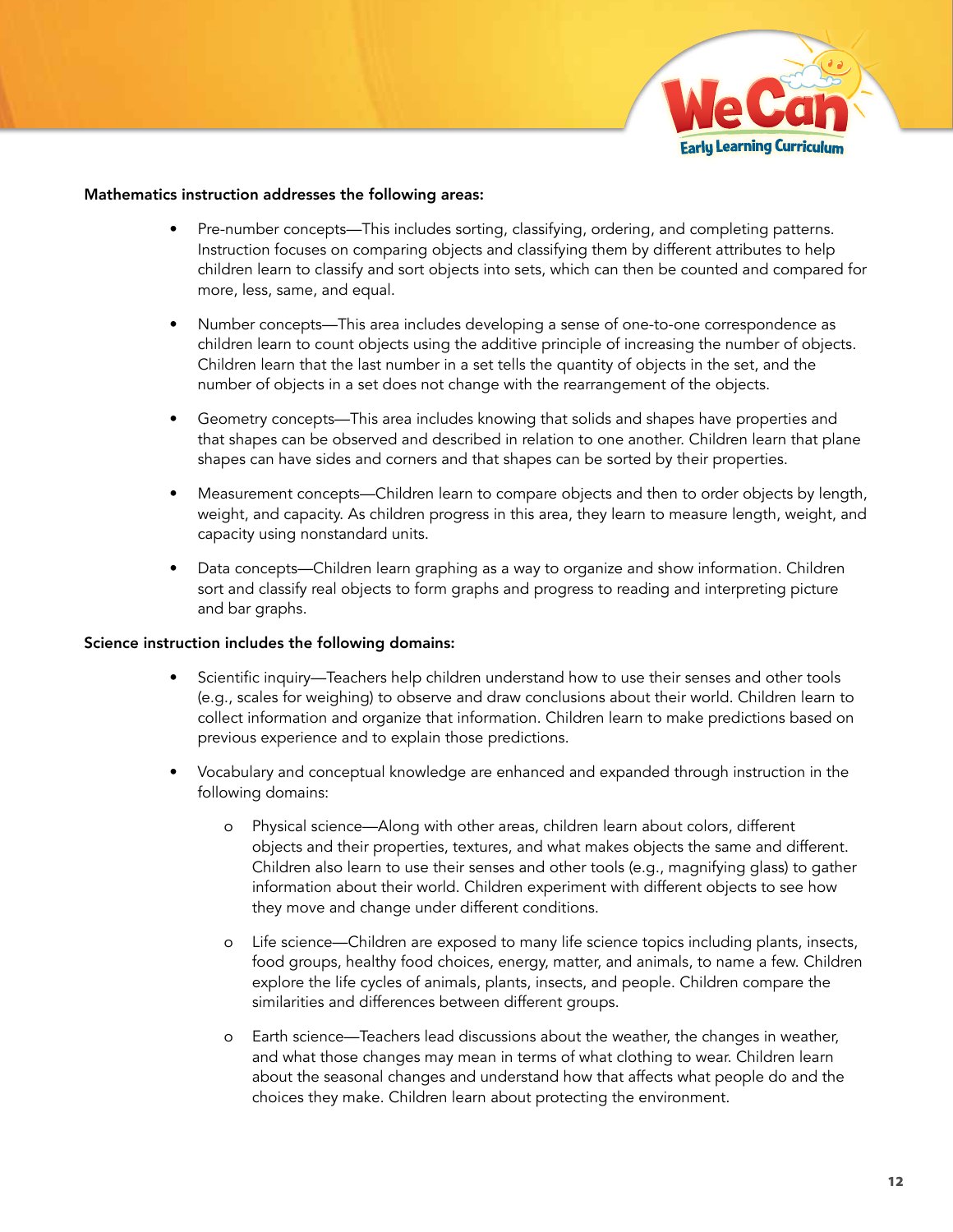**Mathematics instruction addresses the following areas:**

- Pre-number concepts—This includes sorting, classifying, ordering, and completing patterns. Instruction focuses on comparing objects and classifying them by different attributes to help children learn to classify and sort objects into sets, which can then be counted and compared for more, less, same, and equal.
- Number concepts—This area includes developing a sense of one-to-one correspondence as children learn to count objects using the additive principle of increasing the number of objects. Children learn that the last number in a set tells the quantity of objects in the set, and the number of objects in a set does not change with the rearrangement of the objects.
- Geometry concepts—This area includes knowing that solids and shapes have properties and that shapes can be observed and described in relation to one another. Children learn that plane shapes can have sides and corners and that shapes can be sorted by their properties.
- Measurement concepts—Children learn to compare objects and then to order objects by length, weight, and capacity. As children progress in this area, they learn to measure length, weight, and capacity using nonstandard units.
- Data concepts—Children learn graphing as a way to organize and show information. Children sort and classify real objects to form graphs and progress to reading and interpreting picture and bar graphs.

**Science instruction includes the following domains:**

- Scientific inquiry—Teachers help children understand how to use their senses and other tools (e.g., scales for weighing) to observe and draw conclusions about their world. Children learn to collect information and organize that information. Children learn to make predictions based on previous experience and to explain those predictions.
- Vocabulary and conceptual knowledge are enhanced and expanded through instruction in the following domains:
    - Physical science—Along with other areas, children learn about colors, different objects and their properties, textures, and what makes objects the same and different. Children also learn to use their senses and other tools (e.g., magnifying glass) to gather information about their world. Children experiment with different objects to see how they move and change under different conditions.
    - Life science—Children are exposed to many life science topics including plants, insects, food groups, healthy food choices, energy, matter, and animals, to name a few. Children explore the life cycles of animals, plants, insects, and people. Children compare the similarities and differences between different groups.
    - Earth science—Teachers lead discussions about the weather, the changes in weather, and what those changes may mean in terms of what clothing to wear. Children learn about the seasonal changes and understand how that affects what people do and the choices they make. Children learn about protecting the environment.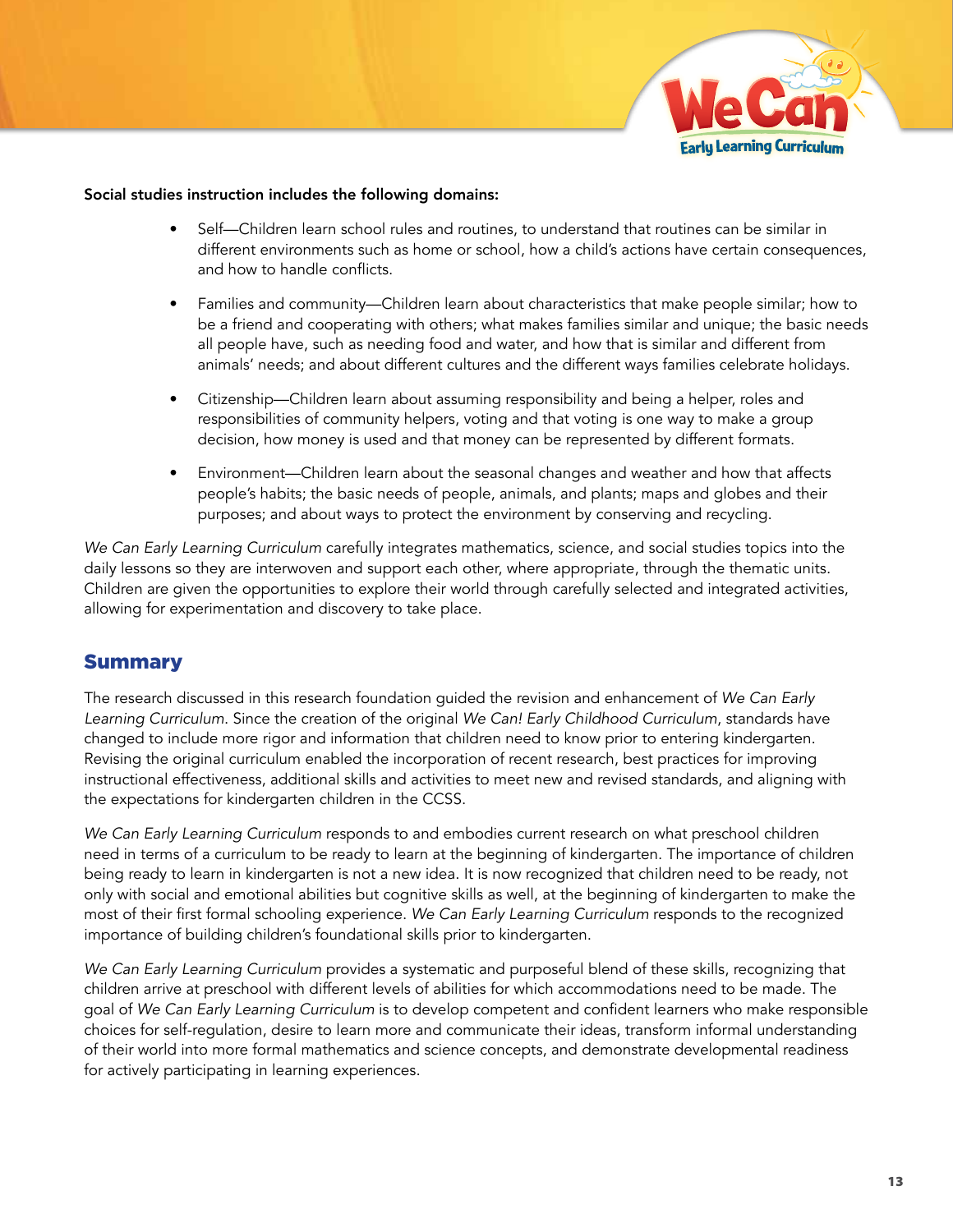**Social studies instruction includes the following domains:**

- Self—Children learn school rules and routines, to understand that routines can be similar in different environments such as home or school, how a child's actions have certain consequences, and how to handle conflicts.
- Families and community—Children learn about characteristics that make people similar; how to be a friend and cooperating with others; what makes families similar and unique; the basic needs all people have, such as needing food and water, and how that is similar and different from animals' needs; and about different cultures and the different ways families celebrate holidays.
- Citizenship—Children learn about assuming responsibility and being a helper, roles and responsibilities of community helpers, voting and that voting is one way to make a group decision, how money is used and that money can be represented by different formats.
- Environment—Children learn about the seasonal changes and weather and how that affects people's habits; the basic needs of people, animals, and plants; maps and globes and their purposes; and about ways to protect the environment by conserving and recycling.

*We Can Early Learning Curriculum* carefully integrates mathematics, science, and social studies topics into the daily lessons so they are interwoven and support each other, where appropriate, through the thematic units. Children are given the opportunities to explore their world through carefully selected and integrated activities, allowing for experimentation and discovery to take place.

## Summary

The research discussed in this research foundation guided the revision and enhancement of *We Can Early Learning Curriculum*. Since the creation of the original *We Can! Early Childhood Curriculum*, standards have changed to include more rigor and information that children need to know prior to entering kindergarten. Revising the original curriculum enabled the incorporation of recent research, best practices for improving instructional effectiveness, additional skills and activities to meet new and revised standards, and aligning with the expectations for kindergarten children in the CCSS.

*We Can Early Learning Curriculum* responds to and embodies current research on what preschool children need in terms of a curriculum to be ready to learn at the beginning of kindergarten. The importance of children being ready to learn in kindergarten is not a new idea. It is now recognized that children need to be ready, not only with social and emotional abilities but cognitive skills as well, at the beginning of kindergarten to make the most of their first formal schooling experience. *We Can Early Learning Curriculum* responds to the recognized importance of building children's foundational skills prior to kindergarten.

*We Can Early Learning Curriculum* provides a systematic and purposeful blend of these skills, recognizing that children arrive at preschool with different levels of abilities for which accommodations need to be made. The goal of *We Can Early Learning Curriculum* is to develop competent and confident learners who make responsible choices for self-regulation, desire to learn more and communicate their ideas, transform informal understanding of their world into more formal mathematics and science concepts, and demonstrate developmental readiness for actively participating in learning experiences.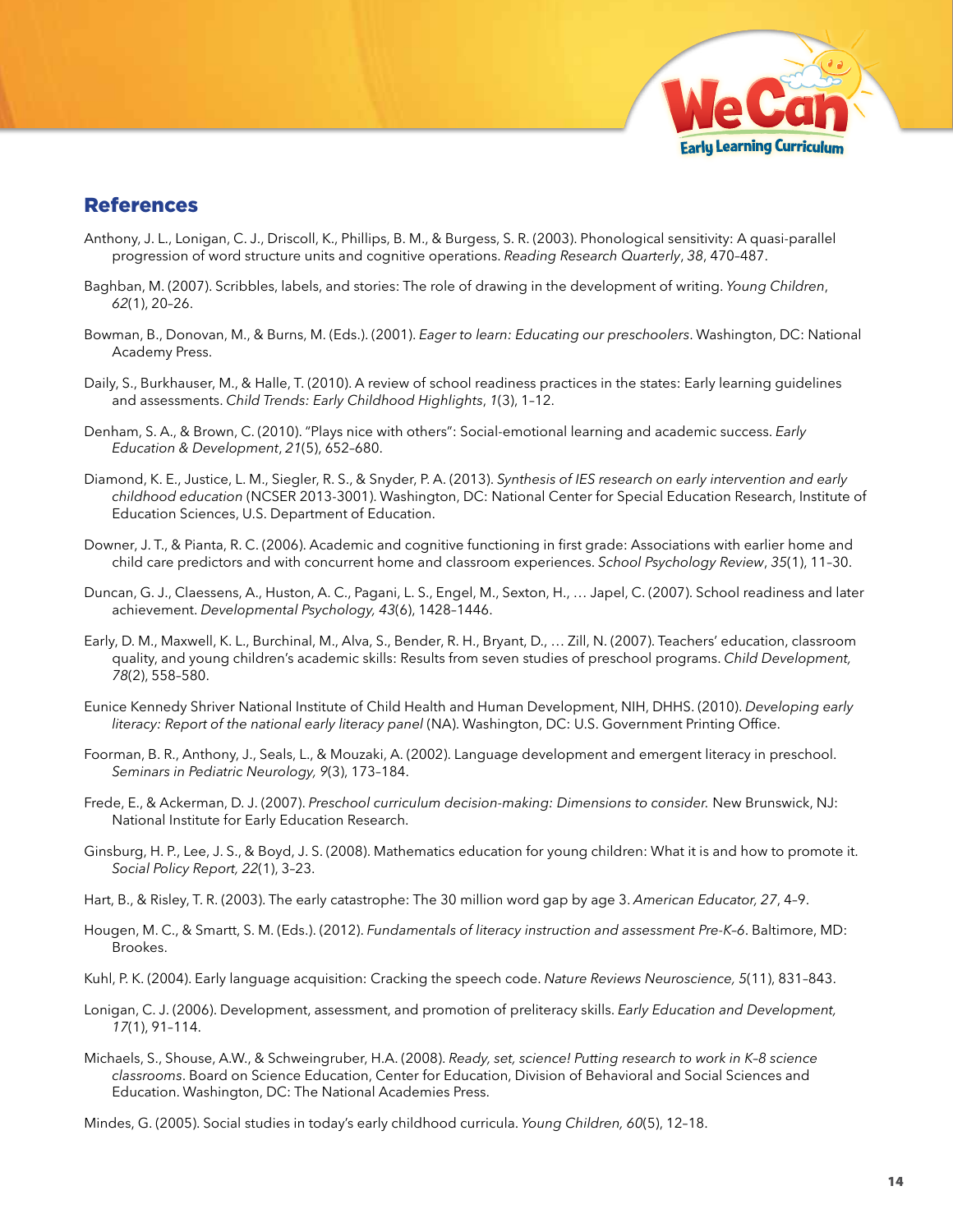## References

Anthony, J. L., Lonigan, C. J., Driscoll, K., Phillips, B. M., & Burgess, S. R. (2003). Phonological sensitivity: A quasi-parallel progression of word structure units and cognitive operations. *Reading Research Quarterly*, *38*, 470–487.

Baghban, M. (2007). Scribbles, labels, and stories: The role of drawing in the development of writing. *Young Children*, *62*(1), 20–26.

Bowman, B., Donovan, M., & Burns, M. (Eds.). (2001). *Eager to learn: Educating our preschoolers*. Washington, DC: National Academy Press.

Daily, S., Burkhauser, M., & Halle, T. (2010). A review of school readiness practices in the states: Early learning guidelines and assessments. *Child Trends: Early Childhood Highlights*, *1*(3), 1–12.

Denham, S. A., & Brown, C. (2010). "Plays nice with others": Social-emotional learning and academic success. *Early Education & Development*, *21*(5), 652–680.

Diamond, K. E., Justice, L. M., Siegler, R. S., & Snyder, P. A. (2013). *Synthesis of IES research on early intervention and early childhood education* (NCSER 2013-3001). Washington, DC: National Center for Special Education Research, Institute of Education Sciences, U.S. Department of Education.

Downer, J. T., & Pianta, R. C. (2006). Academic and cognitive functioning in first grade: Associations with earlier home and child care predictors and with concurrent home and classroom experiences. *School Psychology Review*, *35*(1), 11–30.

Duncan, G. J., Claessens, A., Huston, A. C., Pagani, L. S., Engel, M., Sexton, H., … Japel, C. (2007). School readiness and later achievement. *Developmental Psychology, 43*(6), 1428–1446.

Early, D. M., Maxwell, K. L., Burchinal, M., Alva, S., Bender, R. H., Bryant, D., … Zill, N. (2007). Teachers' education, classroom quality, and young children's academic skills: Results from seven studies of preschool programs. *Child Development, 78*(2), 558–580.

Eunice Kennedy Shriver National Institute of Child Health and Human Development, NIH, DHHS. (2010). *Developing early literacy: Report of the national early literacy panel* (NA). Washington, DC: U.S. Government Printing Office.

Foorman, B. R., Anthony, J., Seals, L., & Mouzaki, A. (2002). Language development and emergent literacy in preschool. *Seminars in Pediatric Neurology, 9*(3), 173–184.

Frede, E., & Ackerman, D. J. (2007). *Preschool curriculum decision-making: Dimensions to consider.* New Brunswick, NJ: National Institute for Early Education Research.

Ginsburg, H. P., Lee, J. S., & Boyd, J. S. (2008). Mathematics education for young children: What it is and how to promote it. *Social Policy Report, 22*(1), 3–23.

Hart, B., & Risley, T. R. (2003). The early catastrophe: The 30 million word gap by age 3. *American Educator, 27*, 4–9.

Hougen, M. C., & Smartt, S. M. (Eds.). (2012). *Fundamentals of literacy instruction and assessment Pre-K–6*. Baltimore, MD: Brookes.

Kuhl, P. K. (2004). Early language acquisition: Cracking the speech code. *Nature Reviews Neuroscience, 5*(11), 831–843.

Lonigan, C. J. (2006). Development, assessment, and promotion of preliteracy skills. *Early Education and Development, 17*(1), 91–114.

Michaels, S., Shouse, A.W., & Schweingruber, H.A. (2008). *Ready, set, science! Putting research to work in K–8 science classrooms*. Board on Science Education, Center for Education, Division of Behavioral and Social Sciences and Education. Washington, DC: The National Academies Press.

Mindes, G. (2005). Social studies in today's early childhood curricula. *Young Children, 60*(5), 12–18.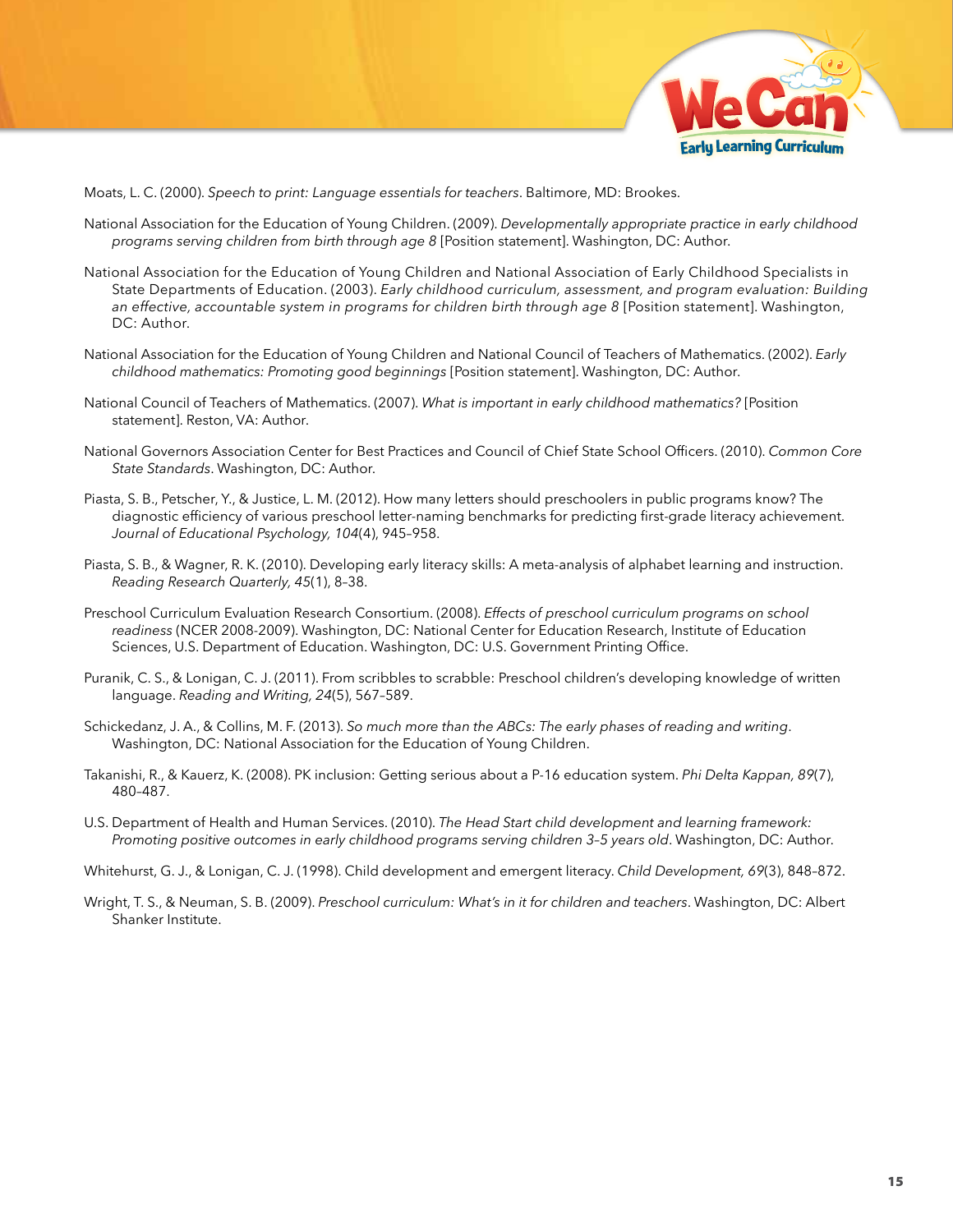Moats, L. C. (2000). *Speech to print: Language essentials for teachers*. Baltimore, MD: Brookes.

National Association for the Education of Young Children. (2009). *Developmentally appropriate practice in early childhood programs serving children from birth through age 8* [Position statement]. Washington, DC: Author.

National Association for the Education of Young Children and National Association of Early Childhood Specialists in State Departments of Education. (2003). *Early childhood curriculum, assessment, and program evaluation: Building an effective, accountable system in programs for children birth through age 8* [Position statement]. Washington, DC: Author.

National Association for the Education of Young Children and National Council of Teachers of Mathematics. (2002). *Early childhood mathematics: Promoting good beginnings* [Position statement]. Washington, DC: Author.

National Council of Teachers of Mathematics. (2007). *What is important in early childhood mathematics?* [Position statement]. Reston, VA: Author.

National Governors Association Center for Best Practices and Council of Chief State School Officers. (2010). *Common Core State Standards*. Washington, DC: Author.

Piasta, S. B., Petscher, Y., & Justice, L. M. (2012). How many letters should preschoolers in public programs know? The diagnostic efficiency of various preschool letter-naming benchmarks for predicting first-grade literacy achievement. *Journal of Educational Psychology, 104*(4), 945–958.

Piasta, S. B., & Wagner, R. K. (2010). Developing early literacy skills: A meta-analysis of alphabet learning and instruction. *Reading Research Quarterly, 45*(1), 8–38.

Preschool Curriculum Evaluation Research Consortium. (2008). *Effects of preschool curriculum programs on school readiness* (NCER 2008-2009). Washington, DC: National Center for Education Research, Institute of Education Sciences, U.S. Department of Education. Washington, DC: U.S. Government Printing Office.

Puranik, C. S., & Lonigan, C. J. (2011). From scribbles to scrabble: Preschool children's developing knowledge of written language. *Reading and Writing, 24*(5), 567–589.

Schickedanz, J. A., & Collins, M. F. (2013). *So much more than the ABCs: The early phases of reading and writing*. Washington, DC: National Association for the Education of Young Children.

Takanishi, R., & Kauerz, K. (2008). PK inclusion: Getting serious about a P-16 education system. *Phi Delta Kappan, 89*(7), 480–487.

U.S. Department of Health and Human Services. (2010). *The Head Start child development and learning framework: Promoting positive outcomes in early childhood programs serving children 3–5 years old*. Washington, DC: Author.

Whitehurst, G. J., & Lonigan, C. J. (1998). Child development and emergent literacy. *Child Development, 69*(3), 848–872.

Wright, T. S., & Neuman, S. B. (2009). *Preschool curriculum: What's in it for children and teachers*. Washington, DC: Albert Shanker Institute.